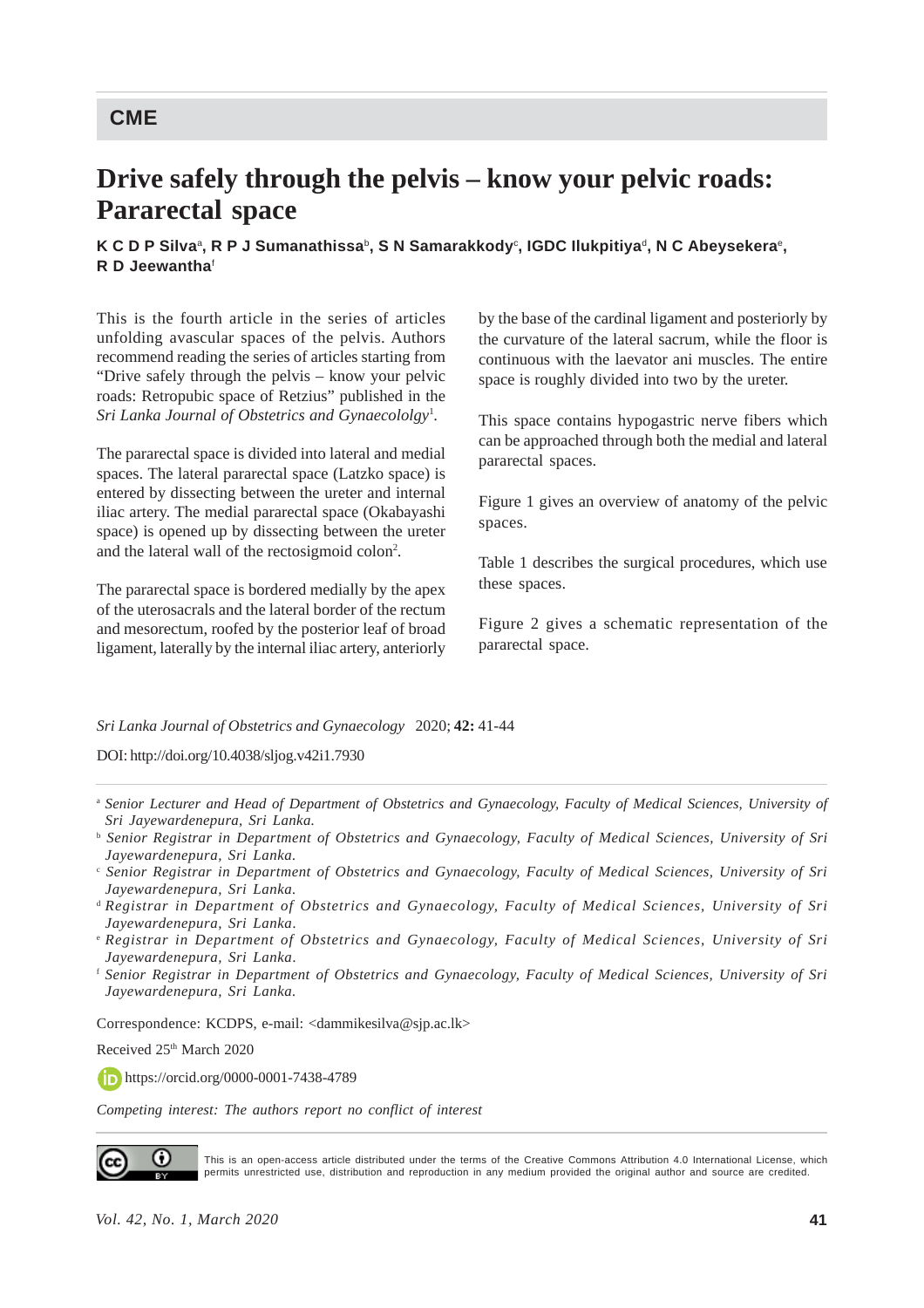CME

# Drive safely through the pelvis – know your pelvic roads: Pararectal space

**K C D P Silva[a], R P J Sumanathissa[b], S N Samarakkody[c], IGDC Ilukpitiya[d], N C Abeysekera[e], R D Jeewantha[f]**

This is the fourth article in the series of articles unfolding avascular spaces of the pelvis. Authors recommend reading the series of articles starting from "Drive safely through the pelvis – know your pelvic roads: Retropubic space of Retzius" published in the *Sri Lanka Journal of Obstetrics and Gynaecololgy*[1].

The pararectal space is divided into lateral and medial spaces. The lateral pararectal space (Latzko space) is entered by dissecting between the ureter and internal iliac artery. The medial pararectal space (Okabayashi space) is opened up by dissecting between the ureter and the lateral wall of the rectosigmoid colon[2].

The pararectal space is bordered medially by the apex of the uterosacrals and the lateral border of the rectum and mesorectum, roofed by the posterior leaf of broad ligament, laterally by the internal iliac artery, anteriorly by the base of the cardinal ligament and posteriorly by the curvature of the lateral sacrum, while the floor is continuous with the laevator ani muscles. The entire space is roughly divided into two by the ureter.

This space contains hypogastric nerve fibers which can be approached through both the medial and lateral pararectal spaces.

Figure 1 gives an overview of anatomy of the pelvic spaces.

Table 1 describes the surgical procedures, which use these spaces.

Figure 2 gives a schematic representation of the pararectal space.

*Sri Lanka Journal of Obstetrics and Gynaecology* 2020; **42:** 41-44

DOI: http://doi.org/10.4038/sljog.v42i1.7930

[a] *Senior Lecturer and Head of Department of Obstetrics and Gynaecology, Faculty of Medical Sciences, University of Sri Jayewardenepura, Sri Lanka.*

[b] *Senior Registrar in Department of Obstetrics and Gynaecology, Faculty of Medical Sciences, University of Sri Jayewardenepura, Sri Lanka.*

[c] *Senior Registrar in Department of Obstetrics and Gynaecology, Faculty of Medical Sciences, University of Sri Jayewardenepura, Sri Lanka.*

[d] *Registrar in Department of Obstetrics and Gynaecology, Faculty of Medical Sciences, University of Sri Jayewardenepura, Sri Lanka.*

[e] *Registrar in Department of Obstetrics and Gynaecology, Faculty of Medical Sciences, University of Sri Jayewardenepura, Sri Lanka.*

[f] *Senior Registrar in Department of Obstetrics and Gynaecology, Faculty of Medical Sciences, University of Sri Jayewardenepura, Sri Lanka.*

Correspondence: KCDPS, e-mail: <dammikesilva@sjp.ac.lk>

Received 25th March 2020

https://orcid.org/0000-0001-7438-4789

*Competing interest: The authors report no conflict of interest*

This is an open-access article distributed under the terms of the Creative Commons Attribution 4.0 International License, which permits unrestricted use, distribution and reproduction in any medium provided the original author and source are credited.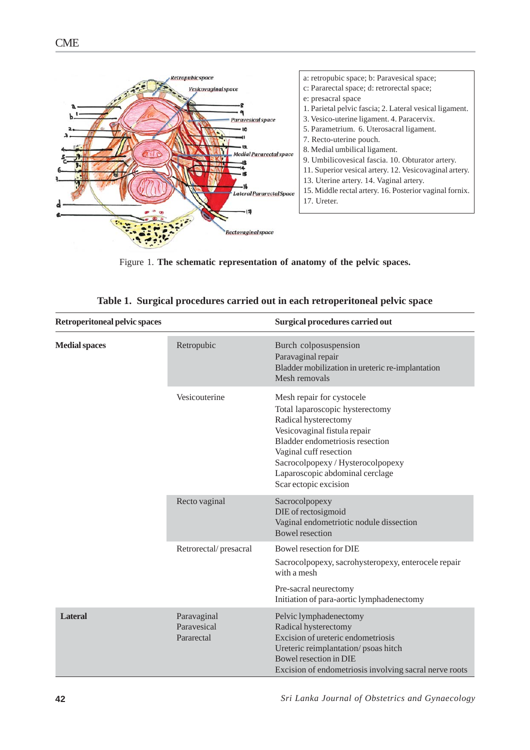a: retropubic space; b: Paravesical space;
c: Pararectal space; d: retrorectal space;
e: presacral space
1. Parietal pelvic fascia; 2. Lateral vesical ligament.
3. Vesico-uterine ligament. 4. Paracervix.
5. Parametrium. 6. Uterosacral ligament.
7. Recto-uterine pouch.
8. Medial umbilical ligament.
9. Umbilicovesical fascia. 10. Obturator artery.
11. Superior vesical artery. 12. Vesicovaginal artery.
13. Uterine artery. 14. Vaginal artery.
15. Middle rectal artery. 16. Posterior vaginal fornix.
17. Ureter.

Figure 1. **The schematic representation of anatomy of the pelvic spaces.**

**Table 1. Surgical procedures carried out in each retroperitoneal pelvic space**

| Retroperitoneal pelvic spaces | | Surgical procedures carried out |
|---|---|---|
| **Medial spaces** | Retropubic | Burch colposuspension<br>Paravaginal repair<br>Bladder mobilization in ureteric re-implantation<br>Mesh removals |
| | Vesicouterine | Mesh repair for cystocele<br>Total laparoscopic hysterectomy<br>Radical hysterectomy<br>Vesicovaginal fistula repair<br>Bladder endometriosis resection<br>Vaginal cuff resection<br>Sacrocolpopexy / Hysterocolpopexy<br>Laparoscopic abdominal cerclage<br>Scar ectopic excision |
| | Recto vaginal | Sacrocolpopexy<br>DIE of rectosigmoid<br>Vaginal endometriotic nodule dissection<br>Bowel resection |
| | Retrorectal/ presacral | Bowel resection for DIE<br>Sacrocolpopexy, sacrohysteropexy, enterocele repair with a mesh<br>Pre-sacral neurectomy<br>Initiation of para-aortic lymphadenectomy |
| **Lateral** | Paravaginal<br>Paravesical<br>Pararectal | Pelvic lymphadenectomy<br>Radical hysterectomy<br>Excision of ureteric endometriosis<br>Ureteric reimplantation/ psoas hitch<br>Bowel resection in DIE<br>Excision of endometriosis involving sacral nerve roots |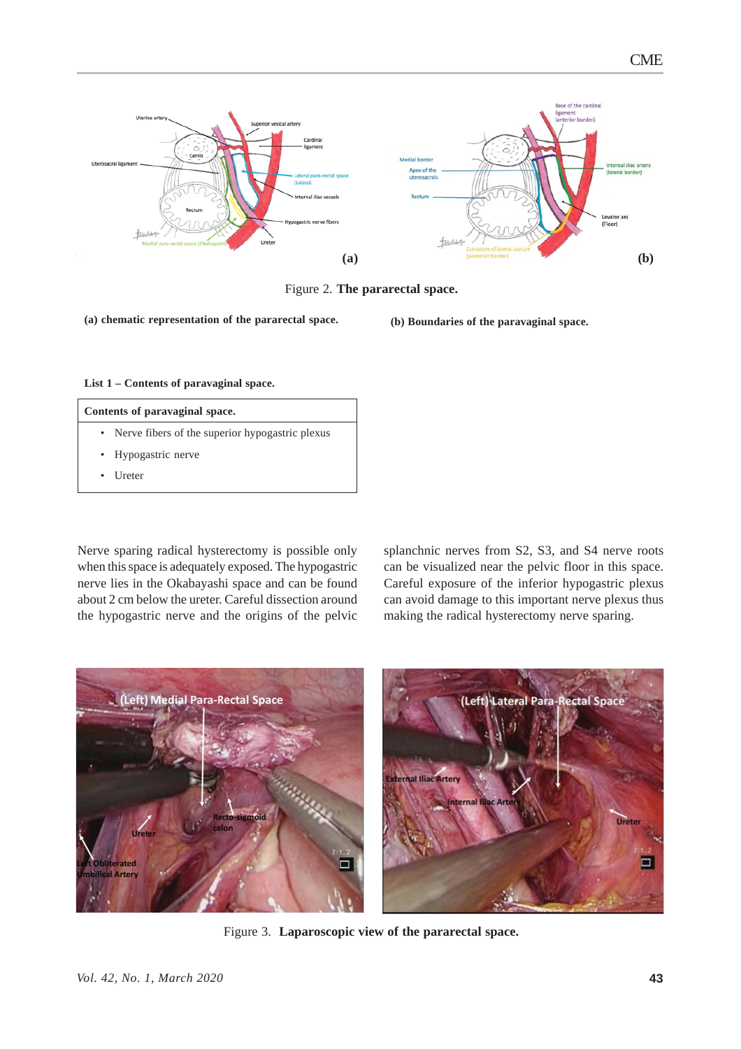Figure 2. **The pararectal space.**

**(a) chematic representation of the pararectal space.**

**(b) Boundaries of the paravaginal space.**

**List 1 – Contents of paravaginal space.**

| **Contents of paravaginal space.** |
|---|
| • Nerve fibers of the superior hypogastric plexus<br>• Hypogastric nerve<br>• Ureter |

Nerve sparing radical hysterectomy is possible only when this space is adequately exposed. The hypogastric nerve lies in the Okabayashi space and can be found about 2 cm below the ureter. Careful dissection around the hypogastric nerve and the origins of the pelvic splanchnic nerves from S2, S3, and S4 nerve roots can be visualized near the pelvic floor in this space. Careful exposure of the inferior hypogastric plexus can avoid damage to this important nerve plexus thus making the radical hysterectomy nerve sparing.

Figure 3. **Laparoscopic view of the pararectal space.**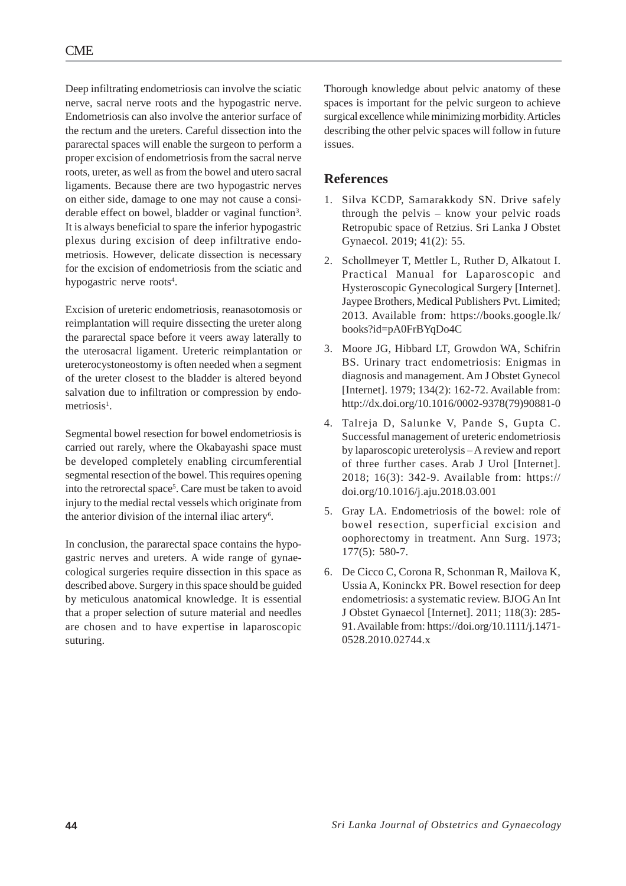Deep infiltrating endometriosis can involve the sciatic nerve, sacral nerve roots and the hypogastric nerve. Endometriosis can also involve the anterior surface of the rectum and the ureters. Careful dissection into the pararectal spaces will enable the surgeon to perform a proper excision of endometriosis from the sacral nerve roots, ureter, as well as from the bowel and utero sacral ligaments. Because there are two hypogastric nerves on either side, damage to one may not cause a considerable effect on bowel, bladder or vaginal function[3]. It is always beneficial to spare the inferior hypogastric plexus during excision of deep infiltrative endometriosis. However, delicate dissection is necessary for the excision of endometriosis from the sciatic and hypogastric nerve roots[4].

Excision of ureteric endometriosis, reanasotomosis or reimplantation will require dissecting the ureter along the pararectal space before it veers away laterally to the uterosacral ligament. Ureteric reimplantation or ureterocystoneostomy is often needed when a segment of the ureter closest to the bladder is altered beyond salvation due to infiltration or compression by endometriosis[1].

Segmental bowel resection for bowel endometriosis is carried out rarely, where the Okabayashi space must be developed completely enabling circumferential segmental resection of the bowel. This requires opening into the retrorectal space[5]. Care must be taken to avoid injury to the medial rectal vessels which originate from the anterior division of the internal iliac artery[6].

In conclusion, the pararectal space contains the hypogastric nerves and ureters. A wide range of gynaecological surgeries require dissection in this space as described above. Surgery in this space should be guided by meticulous anatomical knowledge. It is essential that a proper selection of suture material and needles are chosen and to have expertise in laparoscopic suturing.

Thorough knowledge about pelvic anatomy of these spaces is important for the pelvic surgeon to achieve surgical excellence while minimizing morbidity. Articles describing the other pelvic spaces will follow in future issues.

## References

1. Silva KCDP, Samarakkody SN. Drive safely through the pelvis – know your pelvic roads Retropubic space of Retzius. Sri Lanka J Obstet Gynaecol. 2019; 41(2): 55.
2. Schollmeyer T, Mettler L, Ruther D, Alkatout I. Practical Manual for Laparoscopic and Hysteroscopic Gynecological Surgery [Internet]. Jaypee Brothers, Medical Publishers Pvt. Limited; 2013. Available from: https://books.google.lk/books?id=pA0FrBYqDo4C
3. Moore JG, Hibbard LT, Growdon WA, Schifrin BS. Urinary tract endometriosis: Enigmas in diagnosis and management. Am J Obstet Gynecol [Internet]. 1979; 134(2): 162-72. Available from: http://dx.doi.org/10.1016/0002-9378(79)90881-0
4. Talreja D, Salunke V, Pande S, Gupta C. Successful management of ureteric endometriosis by laparoscopic ureterolysis – A review and report of three further cases. Arab J Urol [Internet]. 2018; 16(3): 342-9. Available from: https://doi.org/10.1016/j.aju.2018.03.001
5. Gray LA. Endometriosis of the bowel: role of bowel resection, superficial excision and oophorectomy in treatment. Ann Surg. 1973; 177(5): 580-7.
6. De Cicco C, Corona R, Schonman R, Mailova K, Ussia A, Koninckx PR. Bowel resection for deep endometriosis: a systematic review. BJOG An Int J Obstet Gynaecol [Internet]. 2011; 118(3): 285-91. Available from: https://doi.org/10.1111/j.1471-0528.2010.02744.x